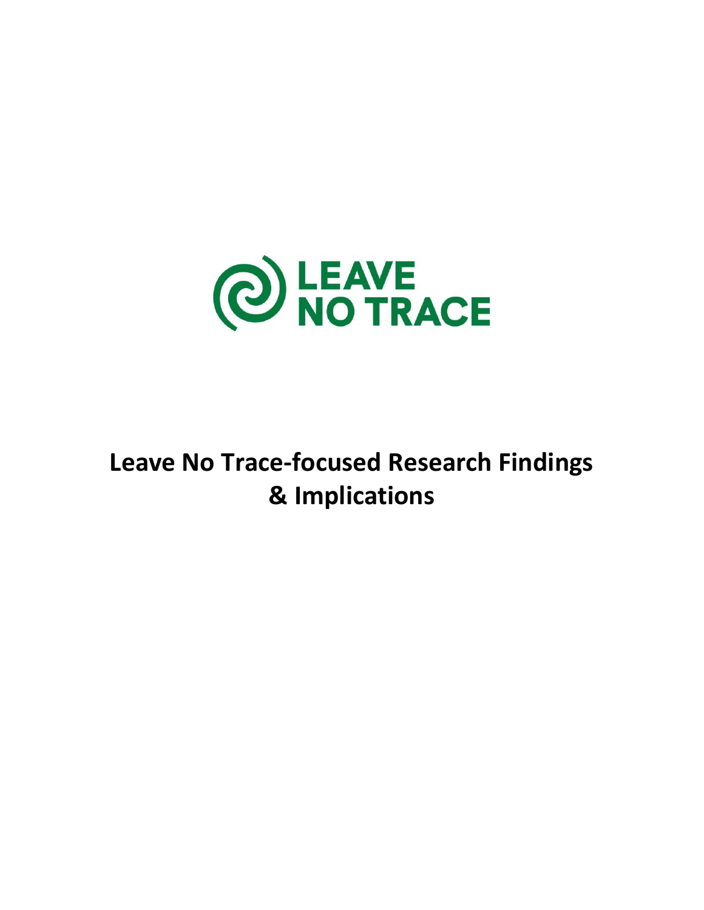LEAVE NO TRACE

# Leave No Trace-focused Research Findings & Implications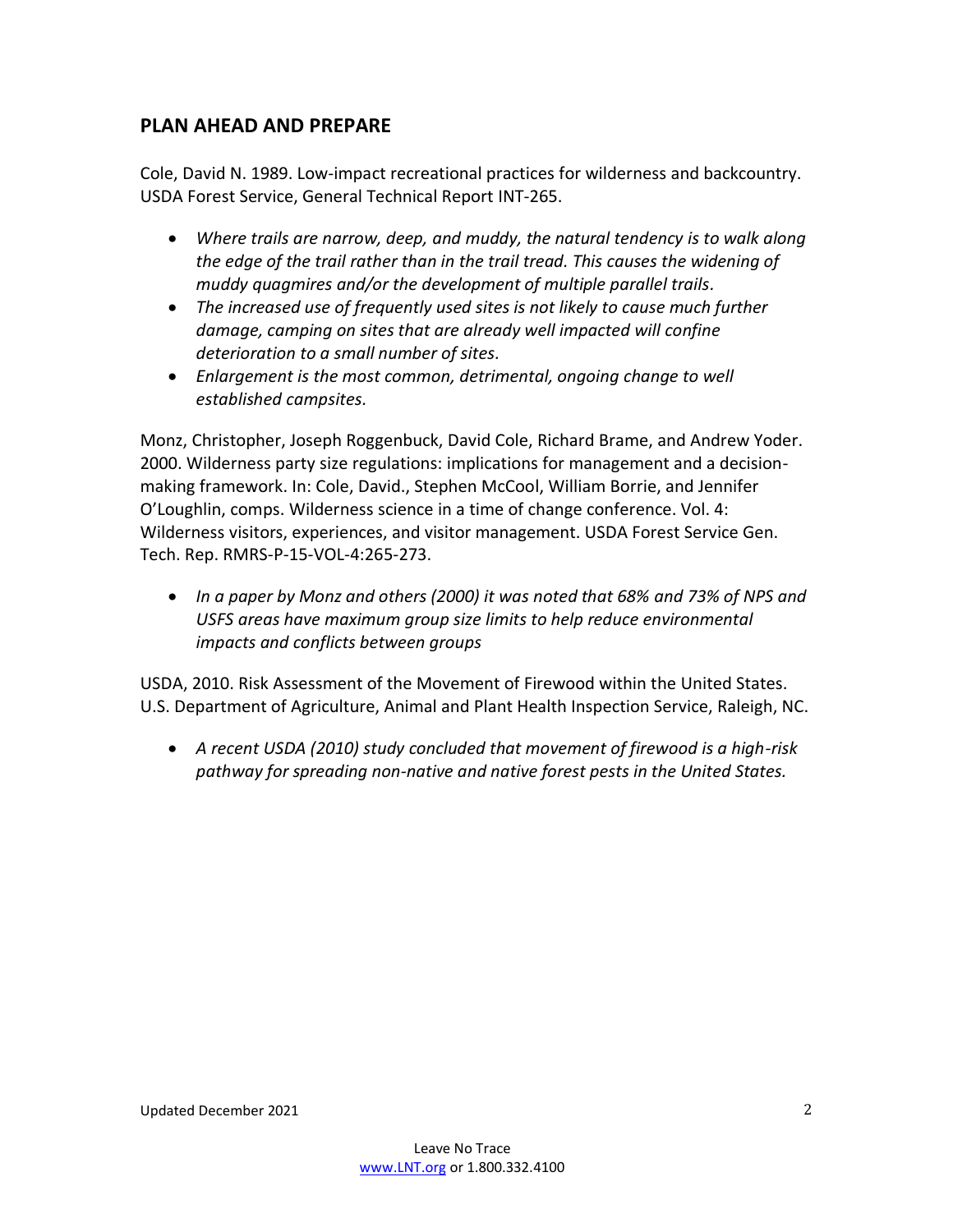## PLAN AHEAD AND PREPARE

Cole, David N. 1989. Low-impact recreational practices for wilderness and backcountry. USDA Forest Service, General Technical Report INT-265.

- *Where trails are narrow, deep, and muddy, the natural tendency is to walk along the edge of the trail rather than in the trail tread. This causes the widening of muddy quagmires and/or the development of multiple parallel trails.*
- *The increased use of frequently used sites is not likely to cause much further damage, camping on sites that are already well impacted will confine deterioration to a small number of sites.*
- *Enlargement is the most common, detrimental, ongoing change to well established campsites.*

Monz, Christopher, Joseph Roggenbuck, David Cole, Richard Brame, and Andrew Yoder. 2000. Wilderness party size regulations: implications for management and a decision-making framework. In: Cole, David., Stephen McCool, William Borrie, and Jennifer O'Loughlin, comps. Wilderness science in a time of change conference. Vol. 4: Wilderness visitors, experiences, and visitor management. USDA Forest Service Gen. Tech. Rep. RMRS-P-15-VOL-4:265-273.

- *In a paper by Monz and others (2000) it was noted that 68% and 73% of NPS and USFS areas have maximum group size limits to help reduce environmental impacts and conflicts between groups*

USDA, 2010. Risk Assessment of the Movement of Firewood within the United States. U.S. Department of Agriculture, Animal and Plant Health Inspection Service, Raleigh, NC.

- *A recent USDA (2010) study concluded that movement of firewood is a high-risk pathway for spreading non-native and native forest pests in the United States.*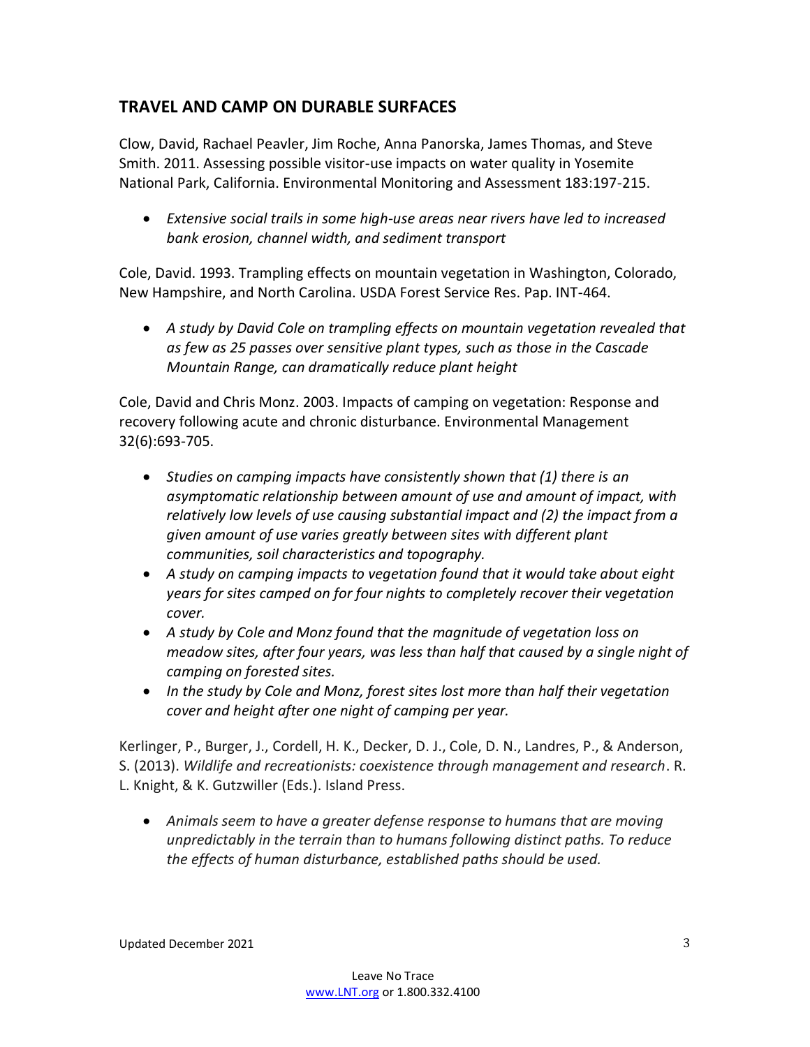## TRAVEL AND CAMP ON DURABLE SURFACES

Clow, David, Rachael Peavler, Jim Roche, Anna Panorska, James Thomas, and Steve Smith. 2011. Assessing possible visitor-use impacts on water quality in Yosemite National Park, California. Environmental Monitoring and Assessment 183:197-215.

- *Extensive social trails in some high-use areas near rivers have led to increased bank erosion, channel width, and sediment transport*

Cole, David. 1993. Trampling effects on mountain vegetation in Washington, Colorado, New Hampshire, and North Carolina. USDA Forest Service Res. Pap. INT-464.

- *A study by David Cole on trampling effects on mountain vegetation revealed that as few as 25 passes over sensitive plant types, such as those in the Cascade Mountain Range, can dramatically reduce plant height*

Cole, David and Chris Monz. 2003. Impacts of camping on vegetation: Response and recovery following acute and chronic disturbance. Environmental Management 32(6):693-705.

- *Studies on camping impacts have consistently shown that (1) there is an asymptomatic relationship between amount of use and amount of impact, with relatively low levels of use causing substantial impact and (2) the impact from a given amount of use varies greatly between sites with different plant communities, soil characteristics and topography.*
- *A study on camping impacts to vegetation found that it would take about eight years for sites camped on for four nights to completely recover their vegetation cover.*
- *A study by Cole and Monz found that the magnitude of vegetation loss on meadow sites, after four years, was less than half that caused by a single night of camping on forested sites.*
- *In the study by Cole and Monz, forest sites lost more than half their vegetation cover and height after one night of camping per year.*

Kerlinger, P., Burger, J., Cordell, H. K., Decker, D. J., Cole, D. N., Landres, P., & Anderson, S. (2013). *Wildlife and recreationists: coexistence through management and research*. R. L. Knight, & K. Gutzwiller (Eds.). Island Press.

- *Animals seem to have a greater defense response to humans that are moving unpredictably in the terrain than to humans following distinct paths. To reduce the effects of human disturbance, established paths should be used.*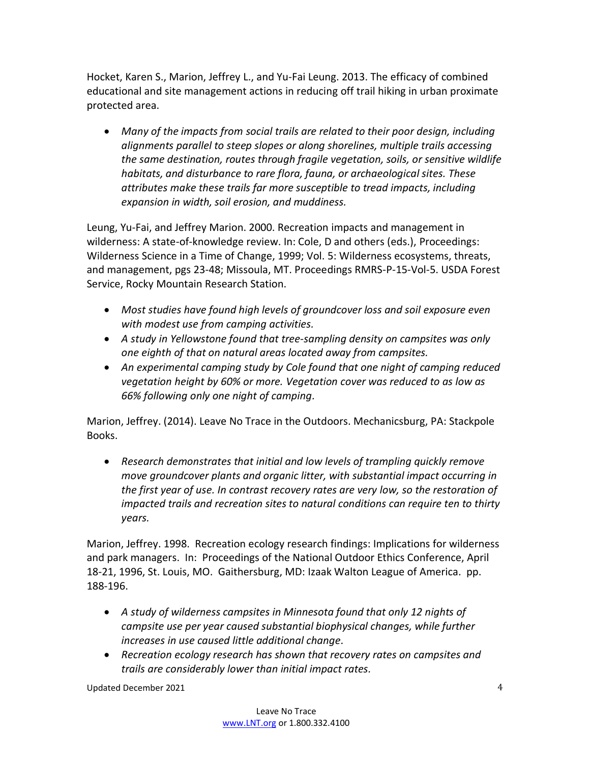Hocket, Karen S., Marion, Jeffrey L., and Yu-Fai Leung. 2013. The efficacy of combined educational and site management actions in reducing off trail hiking in urban proximate protected area.

- *Many of the impacts from social trails are related to their poor design, including alignments parallel to steep slopes or along shorelines, multiple trails accessing the same destination, routes through fragile vegetation, soils, or sensitive wildlife habitats, and disturbance to rare flora, fauna, or archaeological sites. These attributes make these trails far more susceptible to tread impacts, including expansion in width, soil erosion, and muddiness.*

Leung, Yu-Fai, and Jeffrey Marion. 2000. Recreation impacts and management in wilderness: A state-of-knowledge review. In: Cole, D and others (eds.), Proceedings: Wilderness Science in a Time of Change, 1999; Vol. 5: Wilderness ecosystems, threats, and management, pgs 23-48; Missoula, MT. Proceedings RMRS-P-15-Vol-5. USDA Forest Service, Rocky Mountain Research Station.

- *Most studies have found high levels of groundcover loss and soil exposure even with modest use from camping activities.*
- *A study in Yellowstone found that tree-sampling density on campsites was only one eighth of that on natural areas located away from campsites.*
- *An experimental camping study by Cole found that one night of camping reduced vegetation height by 60% or more. Vegetation cover was reduced to as low as 66% following only one night of camping.*

Marion, Jeffrey. (2014). Leave No Trace in the Outdoors. Mechanicsburg, PA: Stackpole Books.

- *Research demonstrates that initial and low levels of trampling quickly remove move groundcover plants and organic litter, with substantial impact occurring in the first year of use. In contrast recovery rates are very low, so the restoration of impacted trails and recreation sites to natural conditions can require ten to thirty years.*

Marion, Jeffrey. 1998. Recreation ecology research findings: Implications for wilderness and park managers. In: Proceedings of the National Outdoor Ethics Conference, April 18-21, 1996, St. Louis, MO. Gaithersburg, MD: Izaak Walton League of America. pp. 188-196.

- *A study of wilderness campsites in Minnesota found that only 12 nights of campsite use per year caused substantial biophysical changes, while further increases in use caused little additional change.*
- *Recreation ecology research has shown that recovery rates on campsites and trails are considerably lower than initial impact rates.*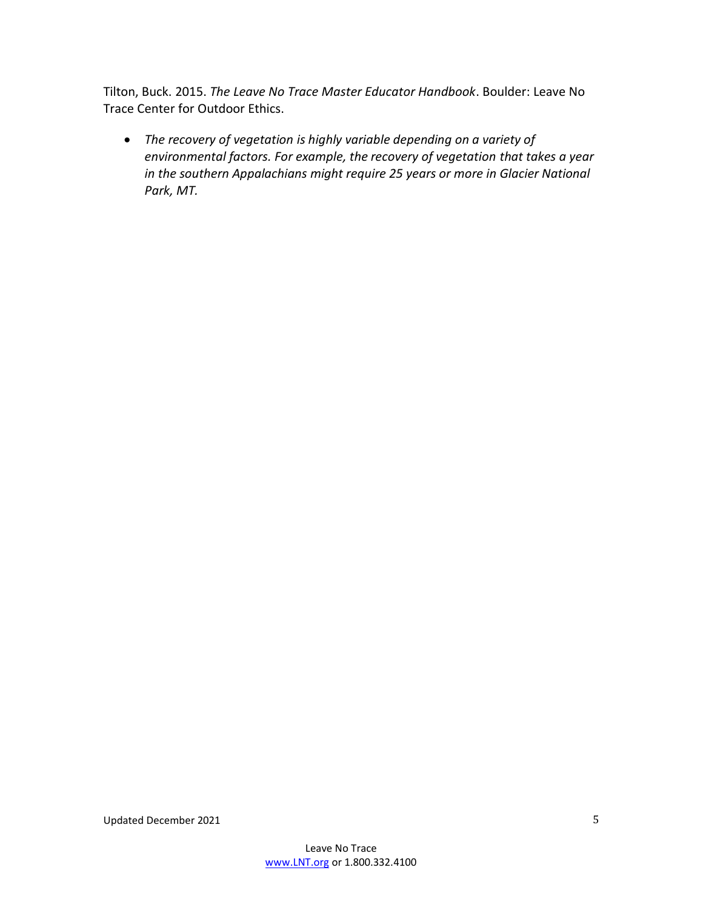Tilton, Buck. 2015. *The Leave No Trace Master Educator Handbook*. Boulder: Leave No Trace Center for Outdoor Ethics.

- *The recovery of vegetation is highly variable depending on a variety of environmental factors. For example, the recovery of vegetation that takes a year in the southern Appalachians might require 25 years or more in Glacier National Park, MT.*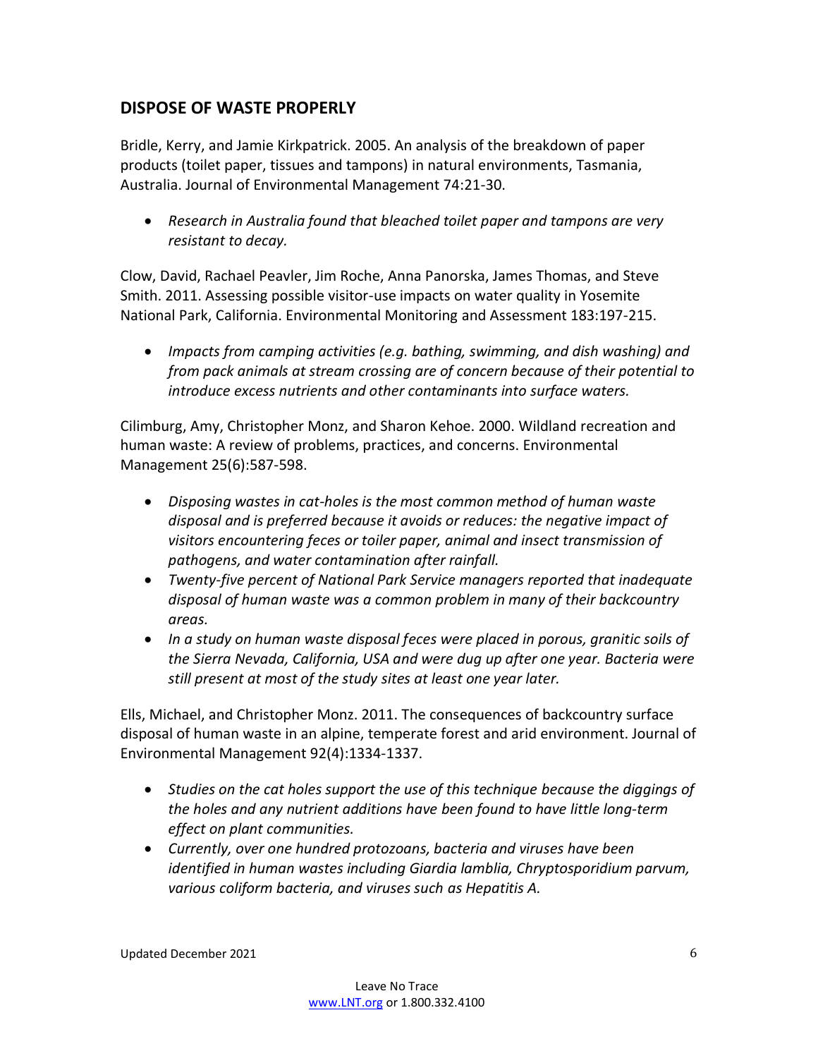## DISPOSE OF WASTE PROPERLY

Bridle, Kerry, and Jamie Kirkpatrick. 2005. An analysis of the breakdown of paper products (toilet paper, tissues and tampons) in natural environments, Tasmania, Australia. Journal of Environmental Management 74:21-30.

- *Research in Australia found that bleached toilet paper and tampons are very resistant to decay.*

Clow, David, Rachael Peavler, Jim Roche, Anna Panorska, James Thomas, and Steve Smith. 2011. Assessing possible visitor-use impacts on water quality in Yosemite National Park, California. Environmental Monitoring and Assessment 183:197-215.

- *Impacts from camping activities (e.g. bathing, swimming, and dish washing) and from pack animals at stream crossing are of concern because of their potential to introduce excess nutrients and other contaminants into surface waters.*

Cilimburg, Amy, Christopher Monz, and Sharon Kehoe. 2000. Wildland recreation and human waste: A review of problems, practices, and concerns. Environmental Management 25(6):587-598.

- *Disposing wastes in cat-holes is the most common method of human waste disposal and is preferred because it avoids or reduces: the negative impact of visitors encountering feces or toiler paper, animal and insect transmission of pathogens, and water contamination after rainfall.*
- *Twenty-five percent of National Park Service managers reported that inadequate disposal of human waste was a common problem in many of their backcountry areas.*
- *In a study on human waste disposal feces were placed in porous, granitic soils of the Sierra Nevada, California, USA and were dug up after one year. Bacteria were still present at most of the study sites at least one year later.*

Ells, Michael, and Christopher Monz. 2011. The consequences of backcountry surface disposal of human waste in an alpine, temperate forest and arid environment. Journal of Environmental Management 92(4):1334-1337.

- *Studies on the cat holes support the use of this technique because the diggings of the holes and any nutrient additions have been found to have little long-term effect on plant communities.*
- *Currently, over one hundred protozoans, bacteria and viruses have been identified in human wastes including Giardia lamblia, Chryptosporidium parvum, various coliform bacteria, and viruses such as Hepatitis A.*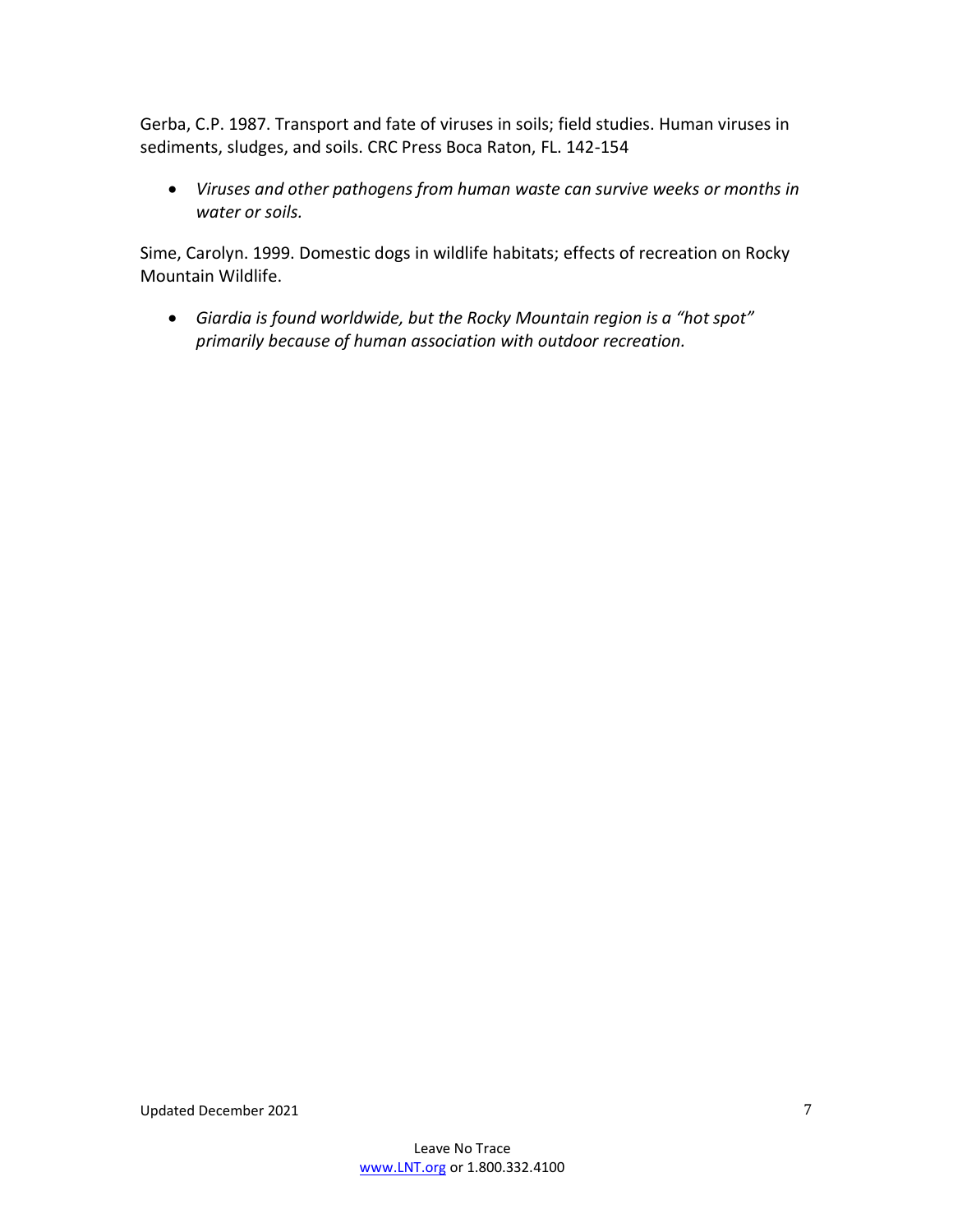Gerba, C.P. 1987. Transport and fate of viruses in soils; field studies. Human viruses in sediments, sludges, and soils. CRC Press Boca Raton, FL. 142-154

- *Viruses and other pathogens from human waste can survive weeks or months in water or soils.*

Sime, Carolyn. 1999. Domestic dogs in wildlife habitats; effects of recreation on Rocky Mountain Wildlife.

- *Giardia is found worldwide, but the Rocky Mountain region is a "hot spot" primarily because of human association with outdoor recreation.*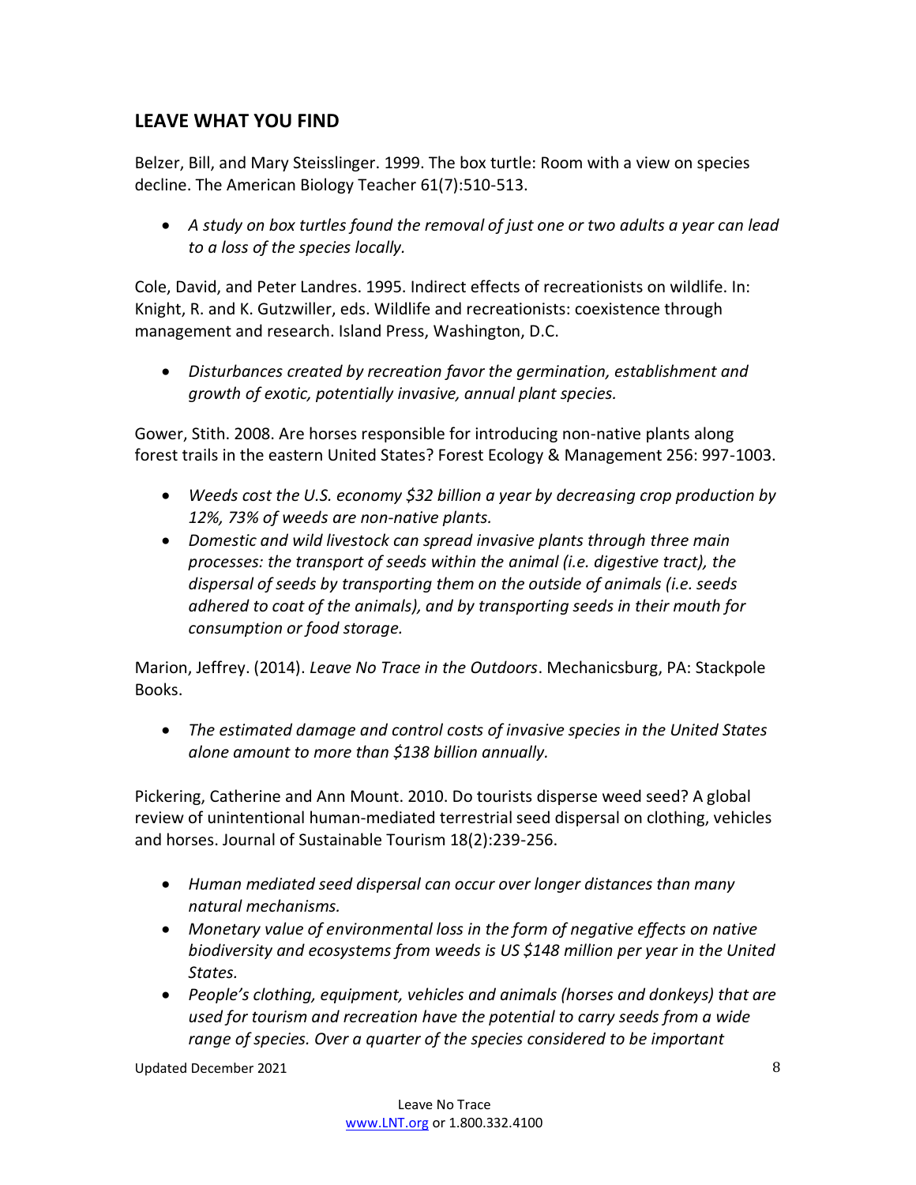## LEAVE WHAT YOU FIND

Belzer, Bill, and Mary Steisslinger. 1999. The box turtle: Room with a view on species decline. The American Biology Teacher 61(7):510-513.

- *A study on box turtles found the removal of just one or two adults a year can lead to a loss of the species locally.*

Cole, David, and Peter Landres. 1995. Indirect effects of recreationists on wildlife. In: Knight, R. and K. Gutzwiller, eds. Wildlife and recreationists: coexistence through management and research. Island Press, Washington, D.C.

- *Disturbances created by recreation favor the germination, establishment and growth of exotic, potentially invasive, annual plant species.*

Gower, Stith. 2008. Are horses responsible for introducing non-native plants along forest trails in the eastern United States? Forest Ecology & Management 256: 997-1003.

- *Weeds cost the U.S. economy $32 billion a year by decreasing crop production by 12%, 73% of weeds are non-native plants.*
- *Domestic and wild livestock can spread invasive plants through three main processes: the transport of seeds within the animal (i.e. digestive tract), the dispersal of seeds by transporting them on the outside of animals (i.e. seeds adhered to coat of the animals), and by transporting seeds in their mouth for consumption or food storage.*

Marion, Jeffrey. (2014). *Leave No Trace in the Outdoors*. Mechanicsburg, PA: Stackpole Books.

- *The estimated damage and control costs of invasive species in the United States alone amount to more than $138 billion annually.*

Pickering, Catherine and Ann Mount. 2010. Do tourists disperse weed seed? A global review of unintentional human-mediated terrestrial seed dispersal on clothing, vehicles and horses. Journal of Sustainable Tourism 18(2):239-256.

- *Human mediated seed dispersal can occur over longer distances than many natural mechanisms.*
- *Monetary value of environmental loss in the form of negative effects on native biodiversity and ecosystems from weeds is US $148 million per year in the United States.*
- *People's clothing, equipment, vehicles and animals (horses and donkeys) that are used for tourism and recreation have the potential to carry seeds from a wide range of species. Over a quarter of the species considered to be important*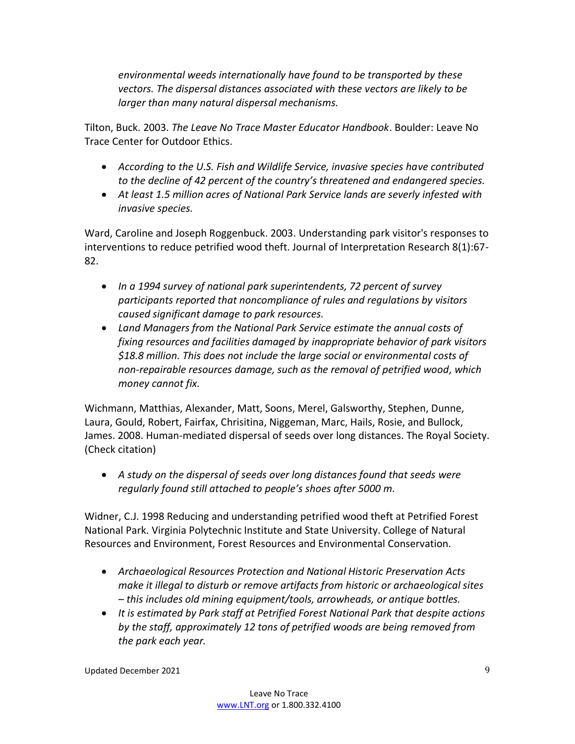*environmental weeds internationally have found to be transported by these vectors. The dispersal distances associated with these vectors are likely to be larger than many natural dispersal mechanisms.*

Tilton, Buck. 2003. *The Leave No Trace Master Educator Handbook*. Boulder: Leave No Trace Center for Outdoor Ethics.

- *According to the U.S. Fish and Wildlife Service, invasive species have contributed to the decline of 42 percent of the country's threatened and endangered species.*
- *At least 1.5 million acres of National Park Service lands are severly infested with invasive species.*

Ward, Caroline and Joseph Roggenbuck. 2003. Understanding park visitor's responses to interventions to reduce petrified wood theft. Journal of Interpretation Research 8(1):67-82.

- *In a 1994 survey of national park superintendents, 72 percent of survey participants reported that noncompliance of rules and regulations by visitors caused significant damage to park resources.*
- *Land Managers from the National Park Service estimate the annual costs of fixing resources and facilities damaged by inappropriate behavior of park visitors $18.8 million. This does not include the large social or environmental costs of non-repairable resources damage, such as the removal of petrified wood, which money cannot fix.*

Wichmann, Matthias, Alexander, Matt, Soons, Merel, Galsworthy, Stephen, Dunne, Laura, Gould, Robert, Fairfax, Chrisitina, Niggeman, Marc, Hails, Rosie, and Bullock, James. 2008. Human-mediated dispersal of seeds over long distances. The Royal Society. (Check citation)

- *A study on the dispersal of seeds over long distances found that seeds were regularly found still attached to people's shoes after 5000 m.*

Widner, C.J. 1998 Reducing and understanding petrified wood theft at Petrified Forest National Park. Virginia Polytechnic Institute and State University. College of Natural Resources and Environment, Forest Resources and Environmental Conservation.

- *Archaeological Resources Protection and National Historic Preservation Acts make it illegal to disturb or remove artifacts from historic or archaeological sites – this includes old mining equipment/tools, arrowheads, or antique bottles.*
- *It is estimated by Park staff at Petrified Forest National Park that despite actions by the staff, approximately 12 tons of petrified woods are being removed from the park each year.*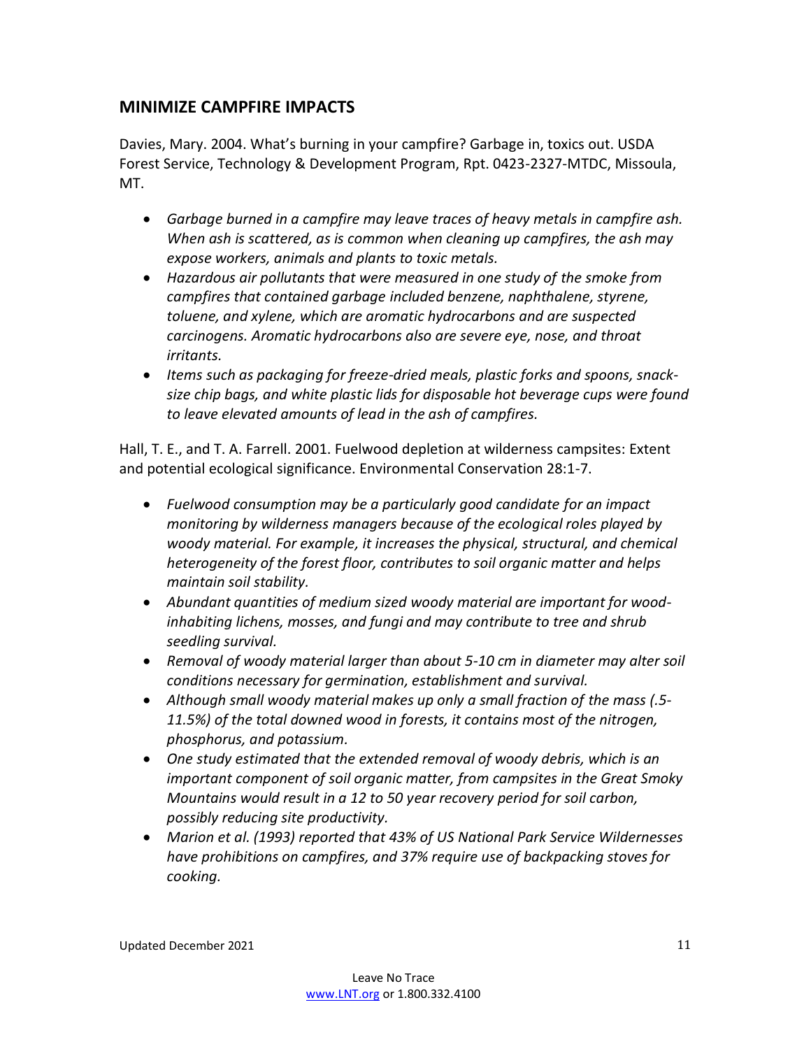## MINIMIZE CAMPFIRE IMPACTS

Davies, Mary. 2004. What's burning in your campfire? Garbage in, toxics out. USDA Forest Service, Technology & Development Program, Rpt. 0423-2327-MTDC, Missoula, MT.

- *Garbage burned in a campfire may leave traces of heavy metals in campfire ash. When ash is scattered, as is common when cleaning up campfires, the ash may expose workers, animals and plants to toxic metals.*
- *Hazardous air pollutants that were measured in one study of the smoke from campfires that contained garbage included benzene, naphthalene, styrene, toluene, and xylene, which are aromatic hydrocarbons and are suspected carcinogens. Aromatic hydrocarbons also are severe eye, nose, and throat irritants.*
- *Items such as packaging for freeze-dried meals, plastic forks and spoons, snack-size chip bags, and white plastic lids for disposable hot beverage cups were found to leave elevated amounts of lead in the ash of campfires.*

Hall, T. E., and T. A. Farrell. 2001. Fuelwood depletion at wilderness campsites: Extent and potential ecological significance. Environmental Conservation 28:1-7.

- *Fuelwood consumption may be a particularly good candidate for an impact monitoring by wilderness managers because of the ecological roles played by woody material. For example, it increases the physical, structural, and chemical heterogeneity of the forest floor, contributes to soil organic matter and helps maintain soil stability.*
- *Abundant quantities of medium sized woody material are important for wood-inhabiting lichens, mosses, and fungi and may contribute to tree and shrub seedling survival.*
- *Removal of woody material larger than about 5-10 cm in diameter may alter soil conditions necessary for germination, establishment and survival.*
- *Although small woody material makes up only a small fraction of the mass (.5-11.5%) of the total downed wood in forests, it contains most of the nitrogen, phosphorus, and potassium.*
- *One study estimated that the extended removal of woody debris, which is an important component of soil organic matter, from campsites in the Great Smoky Mountains would result in a 12 to 50 year recovery period for soil carbon, possibly reducing site productivity.*
- *Marion et al. (1993) reported that 43% of US National Park Service Wildernesses have prohibitions on campfires, and 37% require use of backpacking stoves for cooking.*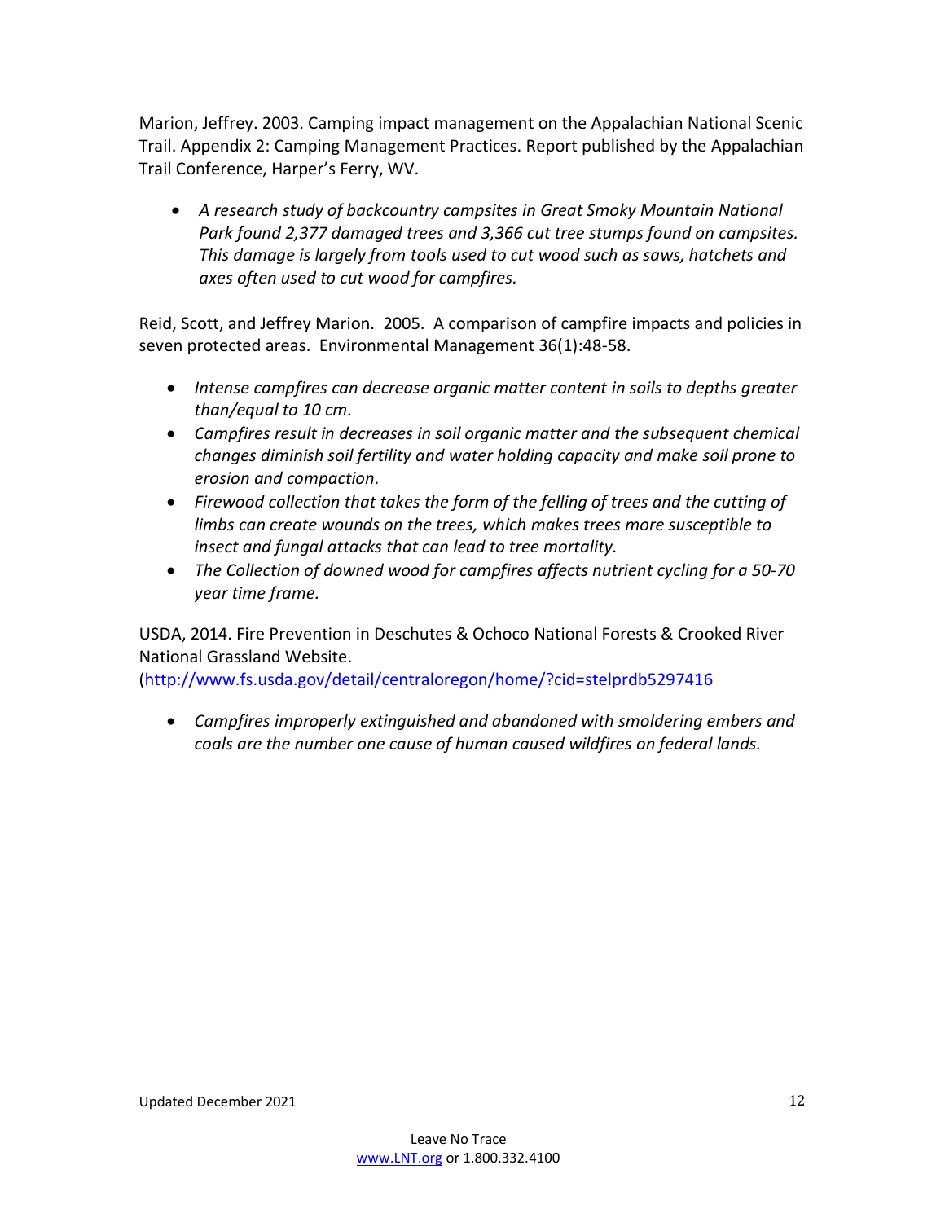Marion, Jeffrey. 2003. Camping impact management on the Appalachian National Scenic Trail. Appendix 2: Camping Management Practices. Report published by the Appalachian Trail Conference, Harper's Ferry, WV.

- *A research study of backcountry campsites in Great Smoky Mountain National Park found 2,377 damaged trees and 3,366 cut tree stumps found on campsites. This damage is largely from tools used to cut wood such as saws, hatchets and axes often used to cut wood for campfires.*

Reid, Scott, and Jeffrey Marion. 2005. A comparison of campfire impacts and policies in seven protected areas. Environmental Management 36(1):48-58.

- *Intense campfires can decrease organic matter content in soils to depths greater than/equal to 10 cm.*
- *Campfires result in decreases in soil organic matter and the subsequent chemical changes diminish soil fertility and water holding capacity and make soil prone to erosion and compaction.*
- *Firewood collection that takes the form of the felling of trees and the cutting of limbs can create wounds on the trees, which makes trees more susceptible to insect and fungal attacks that can lead to tree mortality.*
- *The Collection of downed wood for campfires affects nutrient cycling for a 50-70 year time frame.*

USDA, 2014. Fire Prevention in Deschutes & Ochoco National Forests & Crooked River National Grassland Website.
(http://www.fs.usda.gov/detail/centraloregon/home/?cid=stelprdb5297416

- *Campfires improperly extinguished and abandoned with smoldering embers and coals are the number one cause of human caused wildfires on federal lands.*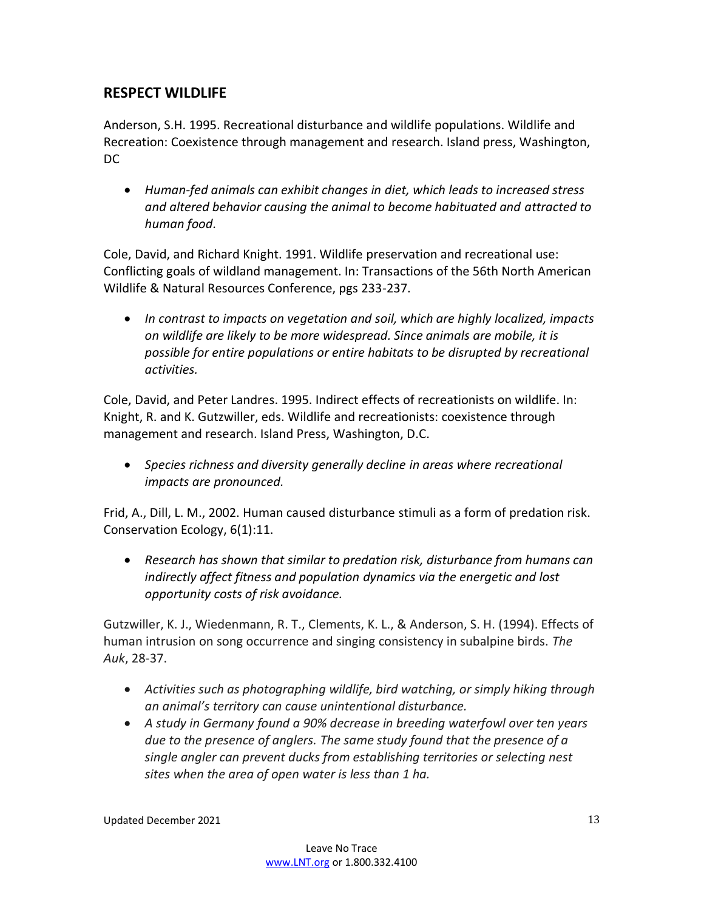## RESPECT WILDLIFE

Anderson, S.H. 1995. Recreational disturbance and wildlife populations. Wildlife and Recreation: Coexistence through management and research. Island press, Washington, DC

- *Human-fed animals can exhibit changes in diet, which leads to increased stress and altered behavior causing the animal to become habituated and attracted to human food.*

Cole, David, and Richard Knight. 1991. Wildlife preservation and recreational use: Conflicting goals of wildland management. In: Transactions of the 56th North American Wildlife & Natural Resources Conference, pgs 233-237.

- *In contrast to impacts on vegetation and soil, which are highly localized, impacts on wildlife are likely to be more widespread. Since animals are mobile, it is possible for entire populations or entire habitats to be disrupted by recreational activities.*

Cole, David, and Peter Landres. 1995. Indirect effects of recreationists on wildlife. In: Knight, R. and K. Gutzwiller, eds. Wildlife and recreationists: coexistence through management and research. Island Press, Washington, D.C.

- *Species richness and diversity generally decline in areas where recreational impacts are pronounced.*

Frid, A., Dill, L. M., 2002. Human caused disturbance stimuli as a form of predation risk. Conservation Ecology, 6(1):11.

- *Research has shown that similar to predation risk, disturbance from humans can indirectly affect fitness and population dynamics via the energetic and lost opportunity costs of risk avoidance.*

Gutzwiller, K. J., Wiedenmann, R. T., Clements, K. L., & Anderson, S. H. (1994). Effects of human intrusion on song occurrence and singing consistency in subalpine birds. *The Auk*, 28-37.

- *Activities such as photographing wildlife, bird watching, or simply hiking through an animal's territory can cause unintentional disturbance.*
- *A study in Germany found a 90% decrease in breeding waterfowl over ten years due to the presence of anglers. The same study found that the presence of a single angler can prevent ducks from establishing territories or selecting nest sites when the area of open water is less than 1 ha.*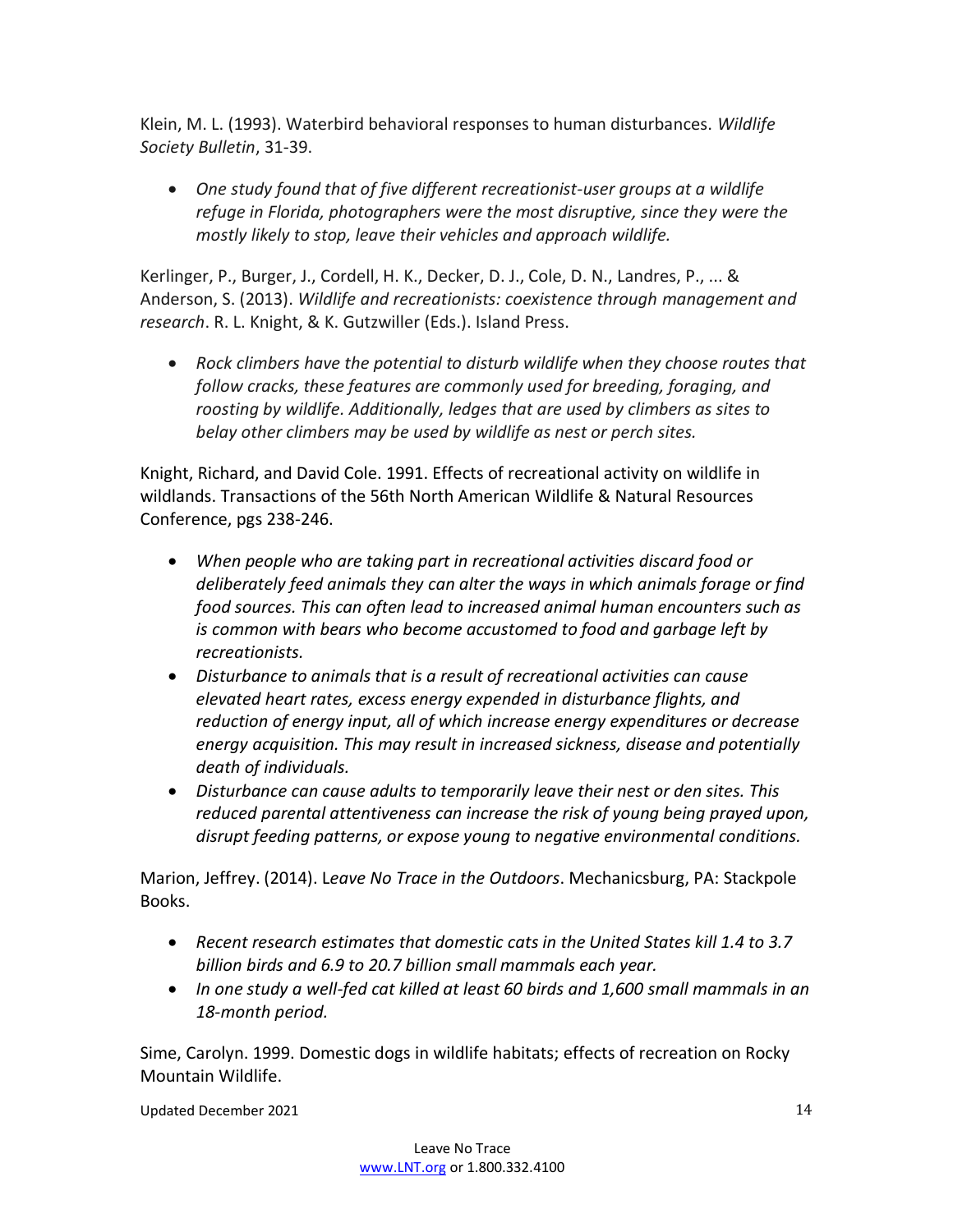Klein, M. L. (1993). Waterbird behavioral responses to human disturbances. *Wildlife Society Bulletin*, 31-39.

- *One study found that of five different recreationist-user groups at a wildlife refuge in Florida, photographers were the most disruptive, since they were the mostly likely to stop, leave their vehicles and approach wildlife.*

Kerlinger, P., Burger, J., Cordell, H. K., Decker, D. J., Cole, D. N., Landres, P., ... & Anderson, S. (2013). *Wildlife and recreationists: coexistence through management and research*. R. L. Knight, & K. Gutzwiller (Eds.). Island Press.

- *Rock climbers have the potential to disturb wildlife when they choose routes that follow cracks, these features are commonly used for breeding, foraging, and roosting by wildlife. Additionally, ledges that are used by climbers as sites to belay other climbers may be used by wildlife as nest or perch sites.*

Knight, Richard, and David Cole. 1991. Effects of recreational activity on wildlife in wildlands. Transactions of the 56th North American Wildlife & Natural Resources Conference, pgs 238-246.

- *When people who are taking part in recreational activities discard food or deliberately feed animals they can alter the ways in which animals forage or find food sources. This can often lead to increased animal human encounters such as is common with bears who become accustomed to food and garbage left by recreationists.*
- *Disturbance to animals that is a result of recreational activities can cause elevated heart rates, excess energy expended in disturbance flights, and reduction of energy input, all of which increase energy expenditures or decrease energy acquisition. This may result in increased sickness, disease and potentially death of individuals.*
- *Disturbance can cause adults to temporarily leave their nest or den sites. This reduced parental attentiveness can increase the risk of young being prayed upon, disrupt feeding patterns, or expose young to negative environmental conditions.*

Marion, Jeffrey. (2014). L*eave No Trace in the Outdoors*. Mechanicsburg, PA: Stackpole Books.

- *Recent research estimates that domestic cats in the United States kill 1.4 to 3.7 billion birds and 6.9 to 20.7 billion small mammals each year.*
- *In one study a well-fed cat killed at least 60 birds and 1,600 small mammals in an 18-month period.*

Sime, Carolyn. 1999. Domestic dogs in wildlife habitats; effects of recreation on Rocky Mountain Wildlife.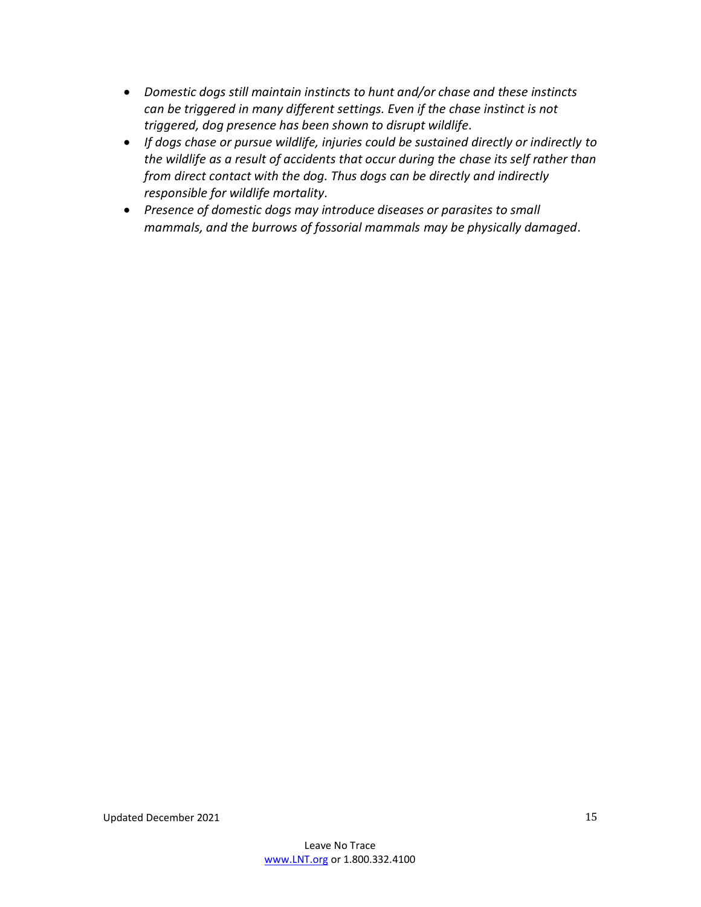- *Domestic dogs still maintain instincts to hunt and/or chase and these instincts can be triggered in many different settings. Even if the chase instinct is not triggered, dog presence has been shown to disrupt wildlife.*
- *If dogs chase or pursue wildlife, injuries could be sustained directly or indirectly to the wildlife as a result of accidents that occur during the chase its self rather than from direct contact with the dog. Thus dogs can be directly and indirectly responsible for wildlife mortality.*
- *Presence of domestic dogs may introduce diseases or parasites to small mammals, and the burrows of fossorial mammals may be physically damaged*.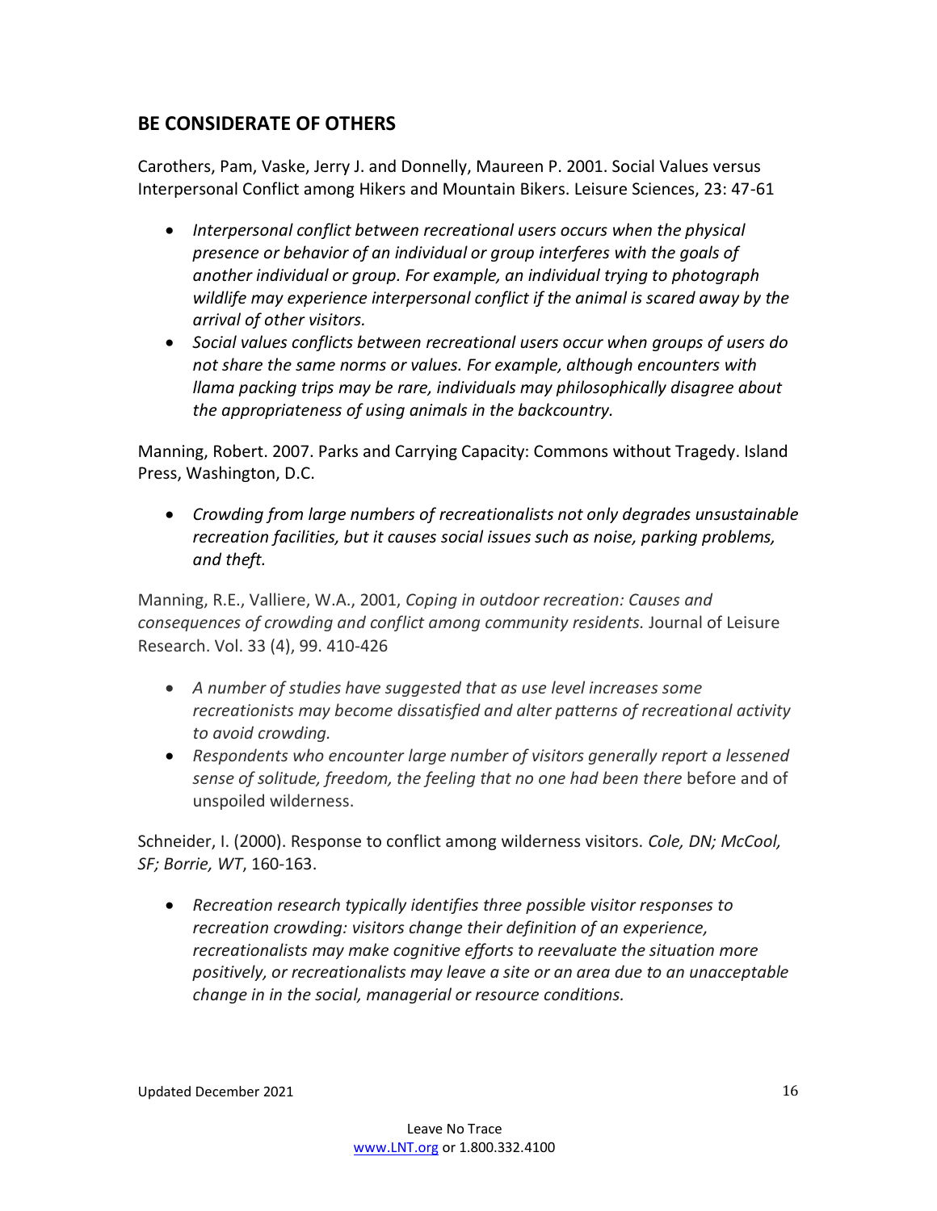## BE CONSIDERATE OF OTHERS

Carothers, Pam, Vaske, Jerry J. and Donnelly, Maureen P. 2001. Social Values versus Interpersonal Conflict among Hikers and Mountain Bikers. Leisure Sciences, 23: 47-61

- *Interpersonal conflict between recreational users occurs when the physical presence or behavior of an individual or group interferes with the goals of another individual or group. For example, an individual trying to photograph wildlife may experience interpersonal conflict if the animal is scared away by the arrival of other visitors.*
- *Social values conflicts between recreational users occur when groups of users do not share the same norms or values. For example, although encounters with llama packing trips may be rare, individuals may philosophically disagree about the appropriateness of using animals in the backcountry.*

Manning, Robert. 2007. Parks and Carrying Capacity: Commons without Tragedy. Island Press, Washington, D.C.

- *Crowding from large numbers of recreationalists not only degrades unsustainable recreation facilities, but it causes social issues such as noise, parking problems, and theft.*

Manning, R.E., Valliere, W.A., 2001, *Coping in outdoor recreation: Causes and consequences of crowding and conflict among community residents.* Journal of Leisure Research. Vol. 33 (4), 99. 410-426

- *A number of studies have suggested that as use level increases some recreationists may become dissatisfied and alter patterns of recreational activity to avoid crowding.*
- *Respondents who encounter large number of visitors generally report a lessened sense of solitude, freedom, the feeling that no one had been there* before and of unspoiled wilderness.

Schneider, I. (2000). Response to conflict among wilderness visitors. *Cole, DN; McCool, SF; Borrie, WT*, 160-163.

- *Recreation research typically identifies three possible visitor responses to recreation crowding: visitors change their definition of an experience, recreationalists may make cognitive efforts to reevaluate the situation more positively, or recreationalists may leave a site or an area due to an unacceptable change in in the social, managerial or resource conditions.*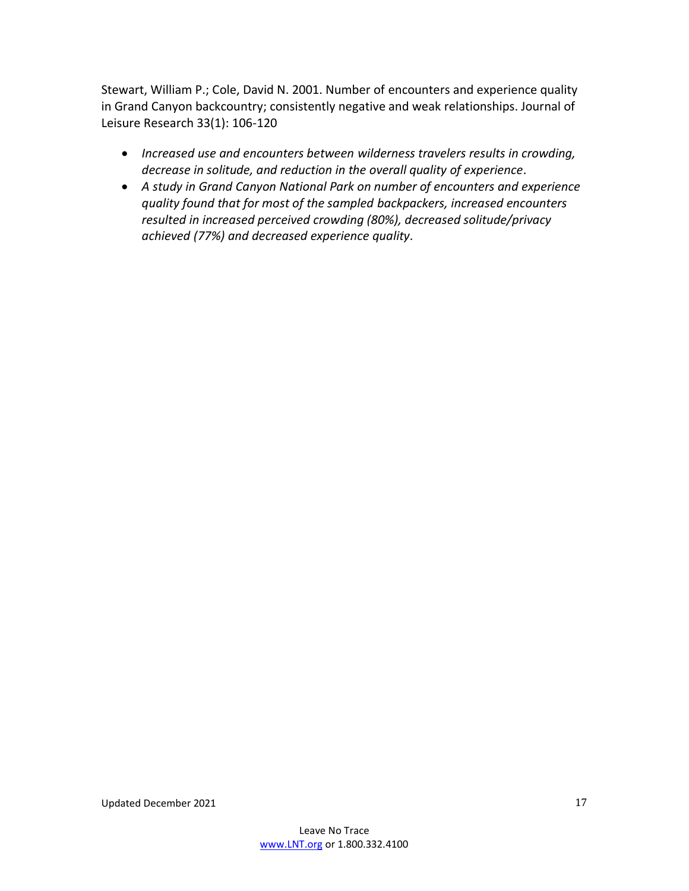Stewart, William P.; Cole, David N. 2001. Number of encounters and experience quality in Grand Canyon backcountry; consistently negative and weak relationships. Journal of Leisure Research 33(1): 106-120

- *Increased use and encounters between wilderness travelers results in crowding, decrease in solitude, and reduction in the overall quality of experience.*
- *A study in Grand Canyon National Park on number of encounters and experience quality found that for most of the sampled backpackers, increased encounters resulted in increased perceived crowding (80%), decreased solitude/privacy achieved (77%) and decreased experience quality.*